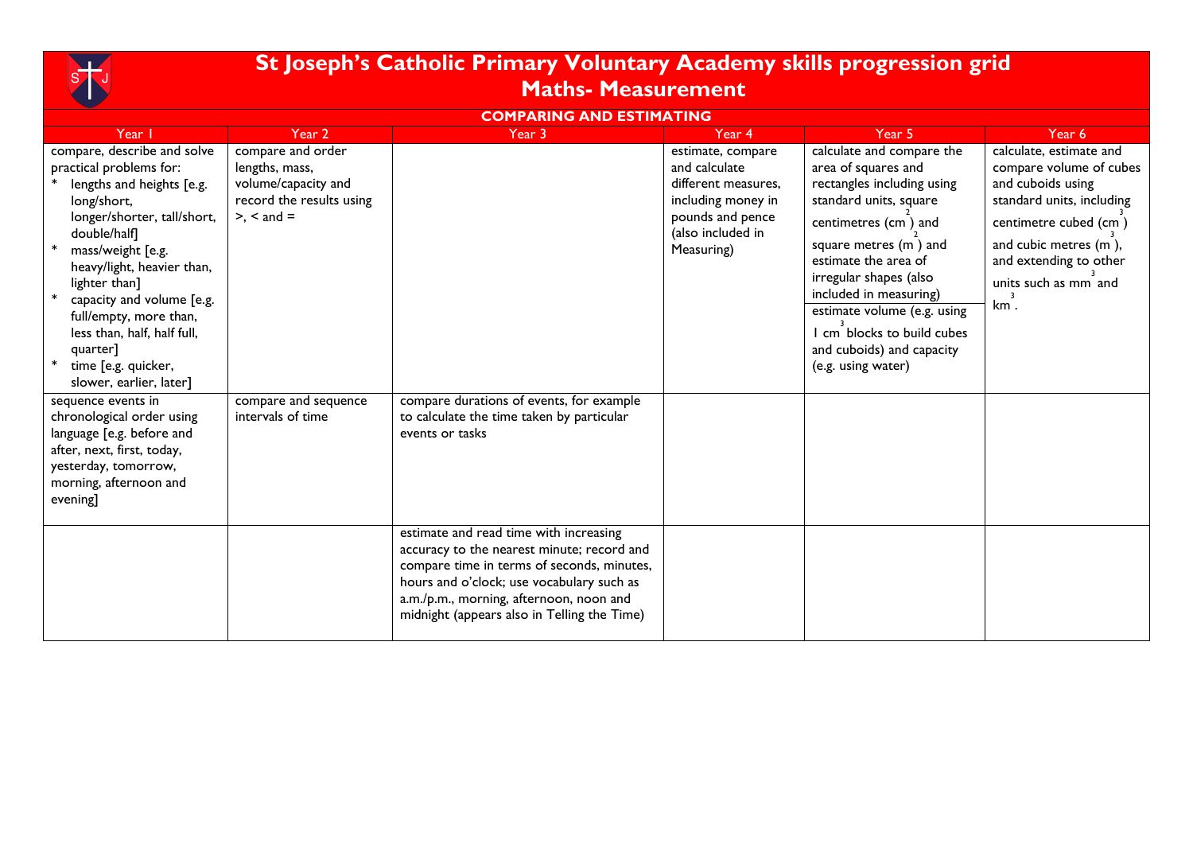# St Joseph's Catholic Primary Voluntary Academy skills progression grid

## Maths- Measurement

### COMPARING AND ESTIMATING

| Year 1 | Year 2 | Year 3 | Year 4 | Year 5 | Year 6 |
|---|---|---|---|---|---|
| compare, describe and solve practical problems for:<br>* lengths and heights [e.g. long/short, longer/shorter, tall/short, double/half]<br>* mass/weight [e.g. heavy/light, heavier than, lighter than]<br>* capacity and volume [e.g. full/empty, more than, less than, half, half full, quarter]<br>* time [e.g. quicker, slower, earlier, later] | compare and order lengths, mass, volume/capacity and record the results using >, < and = | | estimate, compare and calculate different measures, including money in pounds and pence (also included in Measuring) | calculate and compare the area of squares and rectangles including using standard units, square centimetres ($cm^2$) and square metres ($m^2$) and estimate the area of irregular shapes (also included in measuring)<br>estimate volume (e.g. using 1 $cm^3$ blocks to build cubes and cuboids) and capacity (e.g. using water) | calculate, estimate and compare volume of cubes and cuboids using standard units, including centimetre cubed ($cm^3$) and cubic metres ($m^3$), and extending to other units such as $mm^3$ and $km^3$. |
| sequence events in chronological order using language [e.g. before and after, next, first, today, yesterday, tomorrow, morning, afternoon and evening] | compare and sequence intervals of time | compare durations of events, for example to calculate the time taken by particular events or tasks | | | |
| | | estimate and read time with increasing accuracy to the nearest minute; record and compare time in terms of seconds, minutes, hours and o'clock; use vocabulary such as a.m./p.m., morning, afternoon, noon and midnight (appears also in Telling the Time) | | | |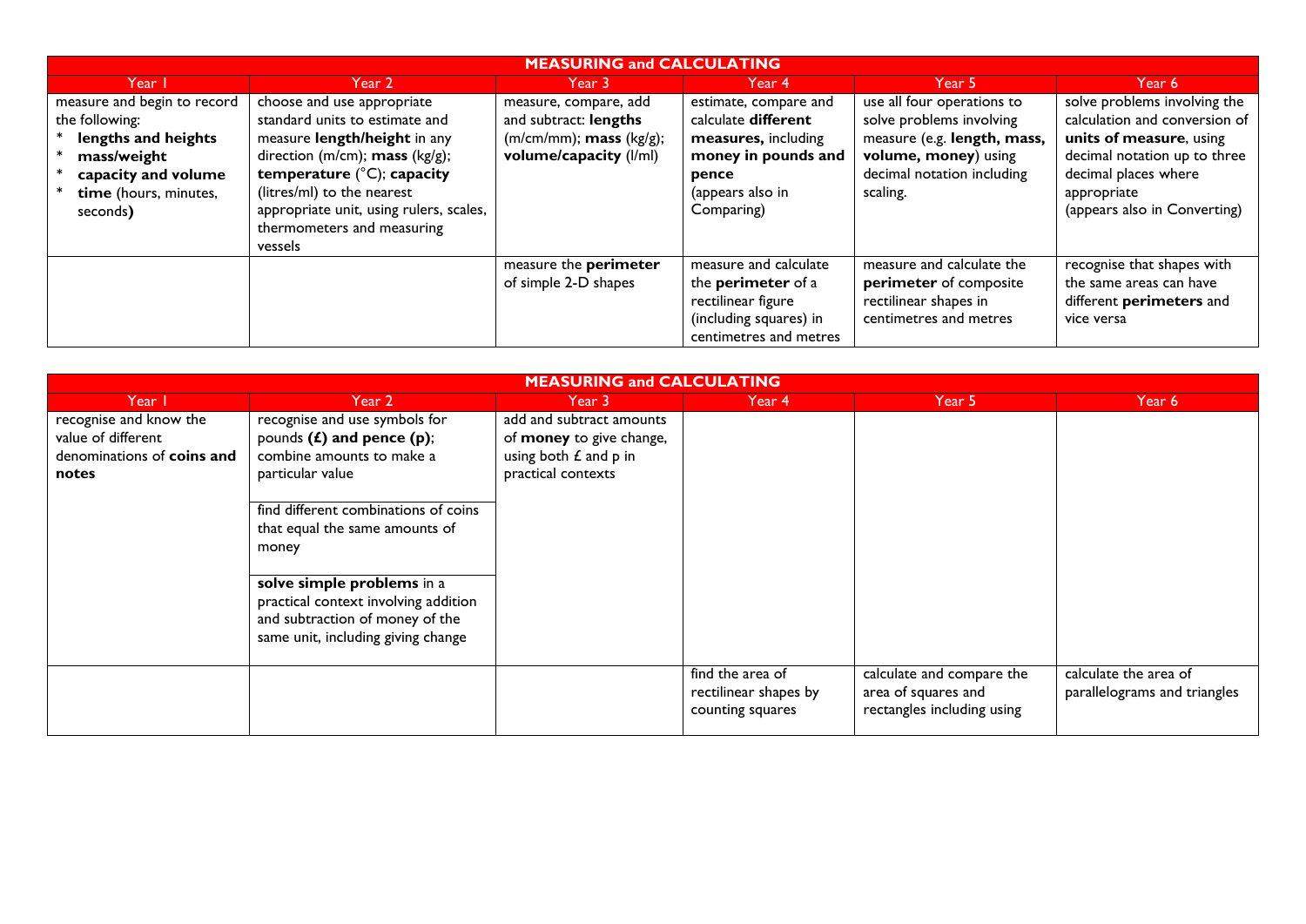| MEASURING and CALCULATING | | | | | |
|---|---|---|---|---|---|
| Year 1 | Year 2 | Year 3 | Year 4 | Year 5 | Year 6 |
| measure and begin to record the following:<br>* **lengths and heights**<br>* **mass/weight**<br>* **capacity and volume**<br>* **time** (hours, minutes, seconds**)** | choose and use appropriate standard units to estimate and measure **length/height** in any direction (m/cm); **mass** (kg/g); **temperature** (°C); **capacity** (litres/ml) to the nearest appropriate unit, using rulers, scales, thermometers and measuring vessels | measure, compare, add and subtract: **lengths** (m/cm/mm); **mass** (kg/g); **volume/capacity** (l/ml) | estimate, compare and calculate **different measures,** including **money in pounds and pence** (appears also in Comparing) | use all four operations to solve problems involving measure (e.g. **length, mass, volume, money**) using decimal notation including scaling. | solve problems involving the calculation and conversion of **units of measure**, using decimal notation up to three decimal places where appropriate (appears also in Converting) |
| | | measure the **perimeter** of simple 2-D shapes | measure and calculate the **perimeter** of a rectilinear figure (including squares) in centimetres and metres | measure and calculate the **perimeter** of composite rectilinear shapes in centimetres and metres | recognise that shapes with the same areas can have different **perimeters** and vice versa |

| MEASURING and CALCULATING | | | | | |
|---|---|---|---|---|---|
| Year 1 | Year 2 | Year 3 | Year 4 | Year 5 | Year 6 |
| recognise and know the value of different denominations of **coins and notes** | recognise and use symbols for pounds **(£) and pence (p)**; combine amounts to make a particular value<br><br>find different combinations of coins that equal the same amounts of money<br><br>**solve simple problems** in a practical context involving addition and subtraction of money of the same unit, including giving change | add and subtract amounts of **money** to give change, using both £ and p in practical contexts | | | |
| | | | find the area of rectilinear shapes by counting squares | calculate and compare the area of squares and rectangles including using | calculate the area of parallelograms and triangles |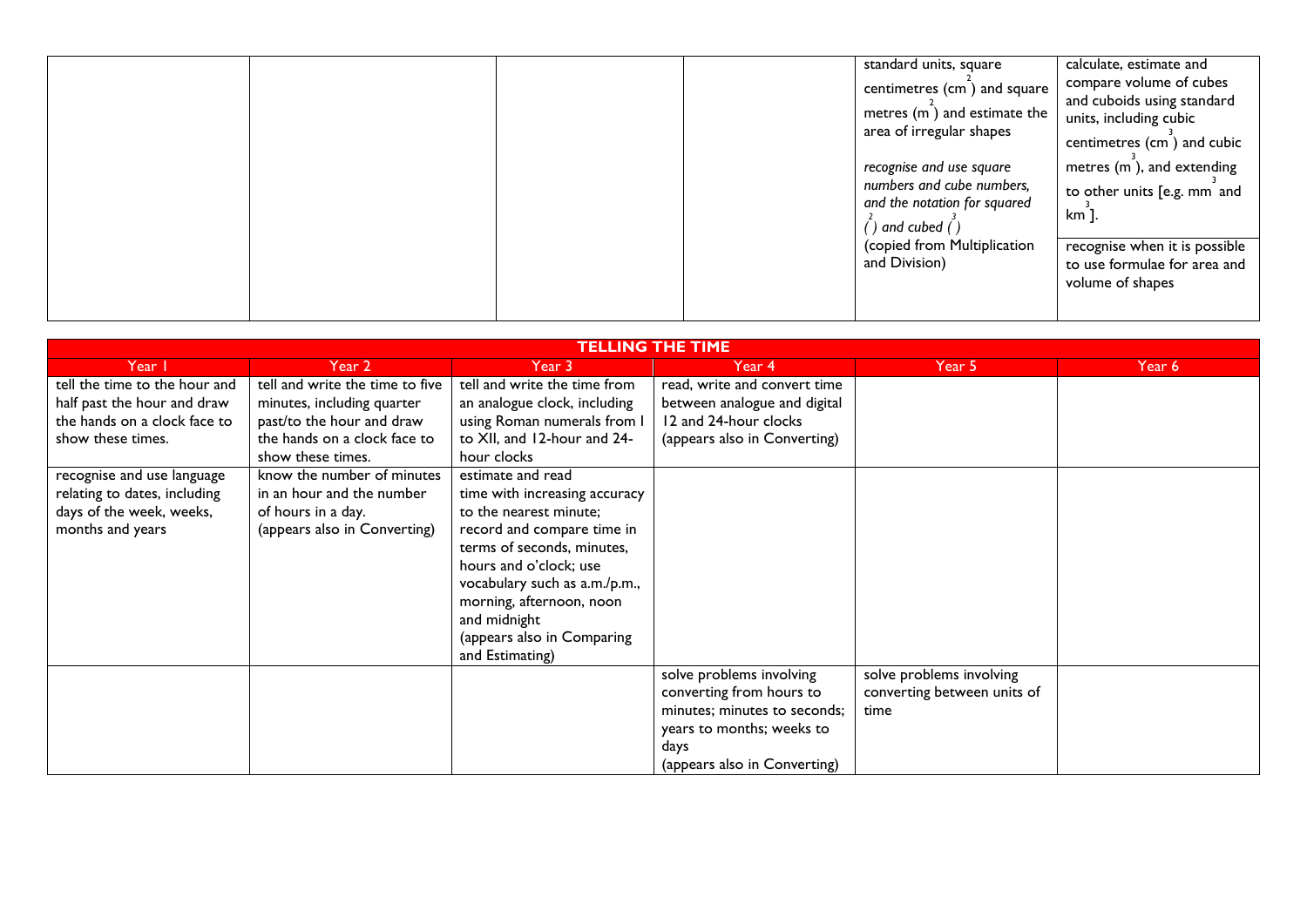| | | | | | |
|---|---|---|---|---|---|
| | | | | standard units, square centimetres ($cm^2$) and square metres ($m^2$) and estimate the area of irregular shapes<br><br>*recognise and use square numbers and cube numbers, and the notation for squared ($^2$) and cubed ($^3$)*<br>(copied from Multiplication and Division) | calculate, estimate and compare volume of cubes and cuboids using standard units, including cubic centimetres ($cm^3$) and cubic metres ($m^3$), and extending to other units [e.g. $mm^3$ and $km^3$].<br><br>recognise when it is possible to use formulae for area and volume of shapes |

| **TELLING THE TIME** | | | | | |
|---|---|---|---|---|---|
| Year 1 | Year 2 | Year 3 | Year 4 | Year 5 | Year 6 |
| tell the time to the hour and half past the hour and draw the hands on a clock face to show these times. | tell and write the time to five minutes, including quarter past/to the hour and draw the hands on a clock face to show these times. | tell and write the time from an analogue clock, including using Roman numerals from I to XII, and 12-hour and 24-hour clocks | read, write and convert time between analogue and digital 12 and 24-hour clocks<br>(appears also in Converting) | | |
| recognise and use language relating to dates, including days of the week, weeks, months and years | know the number of minutes in an hour and the number of hours in a day.<br>(appears also in Converting) | estimate and read time with increasing accuracy to the nearest minute; record and compare time in terms of seconds, minutes, hours and o'clock; use vocabulary such as a.m./p.m., morning, afternoon, noon and midnight<br>(appears also in Comparing and Estimating) | | | |
| | | | solve problems involving converting from hours to minutes; minutes to seconds; years to months; weeks to days<br>(appears also in Converting) | solve problems involving converting between units of time | |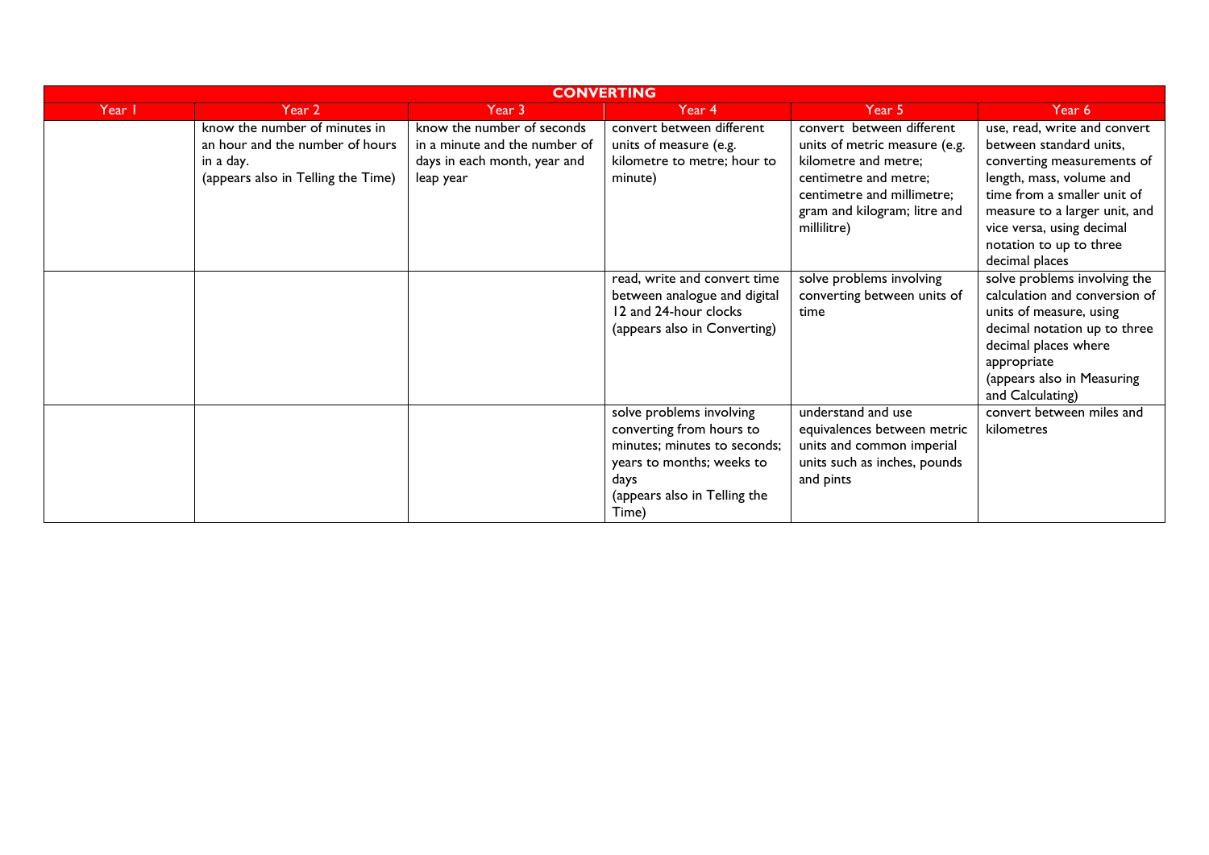| CONVERTING | | | | | |
|---|---|---|---|---|---|
| Year 1 | Year 2 | Year 3 | Year 4 | Year 5 | Year 6 |
| | know the number of minutes in an hour and the number of hours in a day. (appears also in Telling the Time) | know the number of seconds in a minute and the number of days in each month, year and leap year | convert between different units of measure (e.g. kilometre to metre; hour to minute) | convert between different units of metric measure (e.g. kilometre and metre; centimetre and metre; centimetre and millimetre; gram and kilogram; litre and millilitre) | use, read, write and convert between standard units, converting measurements of length, mass, volume and time from a smaller unit of measure to a larger unit, and vice versa, using decimal notation to up to three decimal places |
| | | | read, write and convert time between analogue and digital 12 and 24-hour clocks (appears also in Converting) | solve problems involving converting between units of time | solve problems involving the calculation and conversion of units of measure, using decimal notation up to three decimal places where appropriate (appears also in Measuring and Calculating) |
| | | | solve problems involving converting from hours to minutes; minutes to seconds; years to months; weeks to days (appears also in Telling the Time) | understand and use equivalences between metric units and common imperial units such as inches, pounds and pints | convert between miles and kilometres |